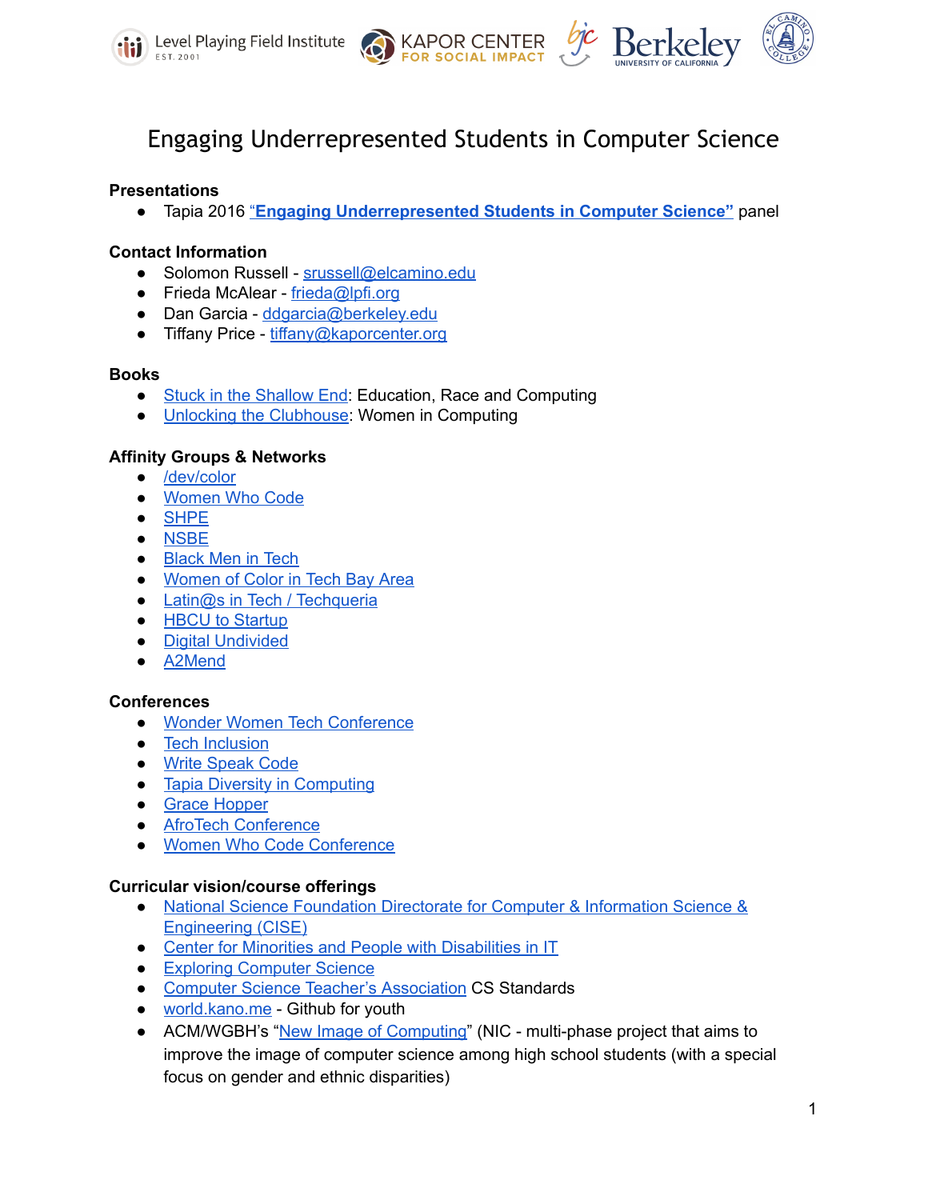# Engaging Underrepresented Students in Computer Science

**Presentations**

- Tapia 2016 **"Engaging Underrepresented Students in Computer Science"** panel

**Contact Information**

- Solomon Russell - srussell@elcamino.edu
- Frieda McAlear - frieda@lpfi.org
- Dan Garcia - ddgarcia@berkeley.edu
- Tiffany Price - tiffany@kaporcenter.org

**Books**

- Stuck in the Shallow End: Education, Race and Computing
- Unlocking the Clubhouse: Women in Computing

**Affinity Groups & Networks**

- /dev/color
- Women Who Code
- SHPE
- NSBE
- Black Men in Tech
- Women of Color in Tech Bay Area
- Latin@s in Tech / Techqueria
- HBCU to Startup
- Digital Undivided
- A2Mend

**Conferences**

- Wonder Women Tech Conference
- Tech Inclusion
- Write Speak Code
- Tapia Diversity in Computing
- Grace Hopper
- AfroTech Conference
- Women Who Code Conference

**Curricular vision/course offerings**

- National Science Foundation Directorate for Computer & Information Science & Engineering (CISE)
- Center for Minorities and People with Disabilities in IT
- Exploring Computer Science
- Computer Science Teacher's Association CS Standards
- world.kano.me - Github for youth
- ACM/WGBH's "New Image of Computing" (NIC - multi-phase project that aims to improve the image of computer science among high school students (with a special focus on gender and ethnic disparities)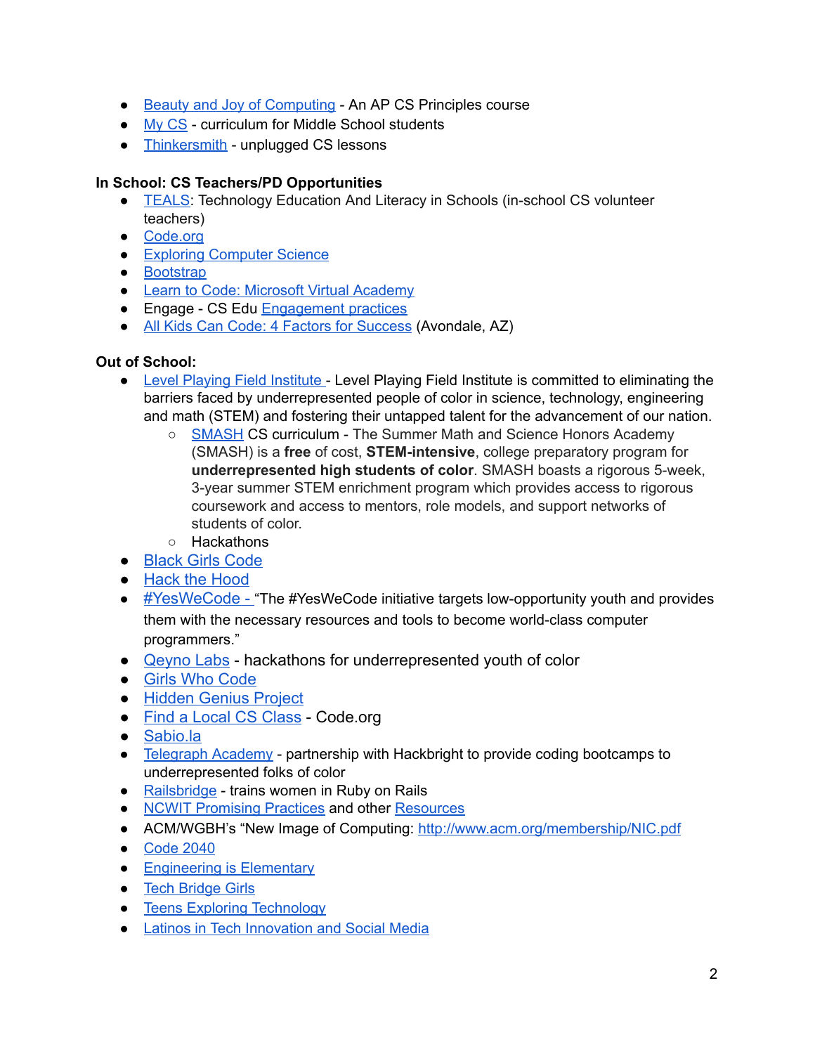- Beauty and Joy of Computing - An AP CS Principles course
- My CS - curriculum for Middle School students
- Thinkersmith - unplugged CS lessons

**In School: CS Teachers/PD Opportunities**

- TEALS: Technology Education And Literacy in Schools (in-school CS volunteer teachers)
- Code.org
- Exploring Computer Science
- Bootstrap
- Learn to Code: Microsoft Virtual Academy
- Engage - CS Edu Engagement practices
- All Kids Can Code: 4 Factors for Success (Avondale, AZ)

**Out of School:**

- Level Playing Field Institute - Level Playing Field Institute is committed to eliminating the barriers faced by underrepresented people of color in science, technology, engineering and math (STEM) and fostering their untapped talent for the advancement of our nation.
  - SMASH CS curriculum - The Summer Math and Science Honors Academy (SMASH) is a **free** of cost, **STEM-intensive**, college preparatory program for **underrepresented high students of color**. SMASH boasts a rigorous 5-week, 3-year summer STEM enrichment program which provides access to rigorous coursework and access to mentors, role models, and support networks of students of color.
  - Hackathons
- Black Girls Code
- Hack the Hood
- #YesWeCode - "The #YesWeCode initiative targets low-opportunity youth and provides them with the necessary resources and tools to become world-class computer programmers."
- Qeyno Labs - hackathons for underrepresented youth of color
- Girls Who Code
- Hidden Genius Project
- Find a Local CS Class - Code.org
- Sabio.la
- Telegraph Academy - partnership with Hackbright to provide coding bootcamps to underrepresented folks of color
- Railsbridge - trains women in Ruby on Rails
- NCWIT Promising Practices and other Resources
- ACM/WGBH's "New Image of Computing: http://www.acm.org/membership/NIC.pdf
- Code 2040
- Engineering is Elementary
- Tech Bridge Girls
- Teens Exploring Technology
- Latinos in Tech Innovation and Social Media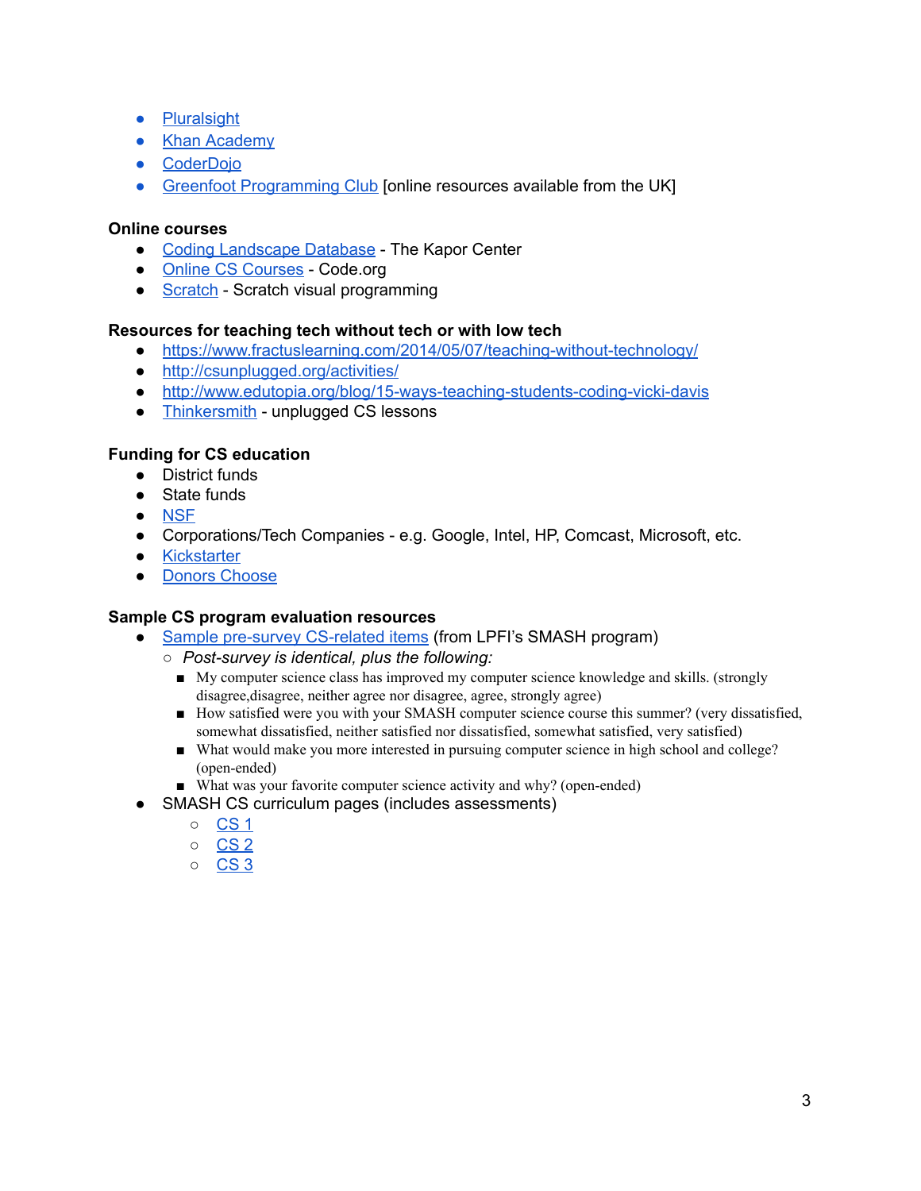- Pluralsight
- Khan Academy
- CoderDojo
- Greenfoot Programming Club [online resources available from the UK]

**Online courses**

- Coding Landscape Database - The Kapor Center
- Online CS Courses - Code.org
- Scratch - Scratch visual programming

**Resources for teaching tech without tech or with low tech**

- https://www.fractuslearning.com/2014/05/07/teaching-without-technology/
- http://csunplugged.org/activities/
- http://www.edutopia.org/blog/15-ways-teaching-students-coding-vicki-davis
- Thinkersmith - unplugged CS lessons

**Funding for CS education**

- District funds
- State funds
- NSF
- Corporations/Tech Companies - e.g. Google, Intel, HP, Comcast, Microsoft, etc.
- Kickstarter
- Donors Choose

**Sample CS program evaluation resources**

- Sample pre-survey CS-related items (from LPFI's SMASH program)
    - *Post-survey is identical, plus the following:*
        - My computer science class has improved my computer science knowledge and skills. (strongly disagree,disagree, neither agree nor disagree, agree, strongly agree)
        - How satisfied were you with your SMASH computer science course this summer? (very dissatisfied, somewhat dissatisfied, neither satisfied nor dissatisfied, somewhat satisfied, very satisfied)
        - What would make you more interested in pursuing computer science in high school and college? (open-ended)
        - What was your favorite computer science activity and why? (open-ended)
- SMASH CS curriculum pages (includes assessments)
    - CS 1
    - CS 2
    - CS 3